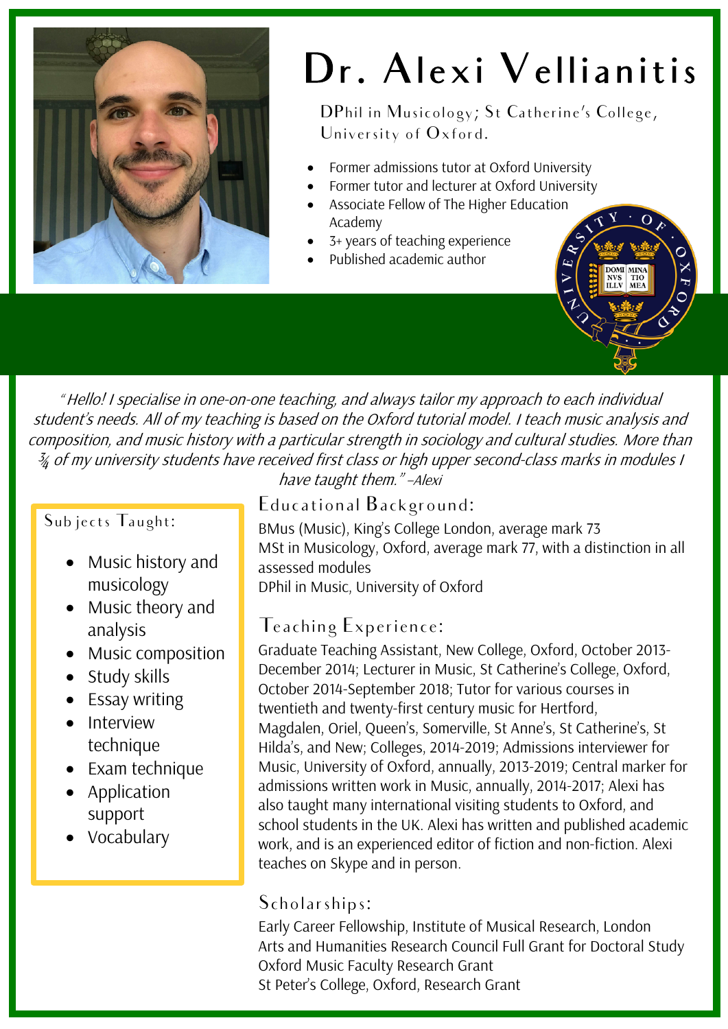# Dr. Alexi Vellianitis

DPhil in Musicology; St Catherine's College, University of Oxford.

- Former admissions tutor at Oxford University
- Former tutor and lecturer at Oxford University
- Associate Fellow of The Higher Education Academy
- 3+ years of teaching experience
- Published academic author

*"Hello! I specialise in one-on-one teaching, and always tailor my approach to each individual student's needs. All of my teaching is based on the Oxford tutorial model. I teach music analysis and composition, and music history with a particular strength in sociology and cultural studies. More than ¾ of my university students have received first class or high upper second-class marks in modules I have taught them." –Alexi*

## Subjects Taught:

- Music history and musicology
- Music theory and analysis
- Music composition
- Study skills
- Essay writing
- Interview technique
- Exam technique
- Application support
- Vocabulary

## Educational Background:

BMus (Music), King's College London, average mark 73
MSt in Musicology, Oxford, average mark 77, with a distinction in all assessed modules
DPhil in Music, University of Oxford

## Teaching Experience:

Graduate Teaching Assistant, New College, Oxford, October 2013-December 2014; Lecturer in Music, St Catherine's College, Oxford, October 2014-September 2018; Tutor for various courses in twentieth and twenty-first century music for Hertford, Magdalen, Oriel, Queen's, Somerville, St Anne's, St Catherine's, St Hilda's, and New; Colleges, 2014-2019; Admissions interviewer for Music, University of Oxford, annually, 2013-2019; Central marker for admissions written work in Music, annually, 2014-2017; Alexi has also taught many international visiting students to Oxford, and school students in the UK. Alexi has written and published academic work, and is an experienced editor of fiction and non-fiction. Alexi teaches on Skype and in person.

## Scholarships:

Early Career Fellowship, Institute of Musical Research, London
Arts and Humanities Research Council Full Grant for Doctoral Study
Oxford Music Faculty Research Grant
St Peter's College, Oxford, Research Grant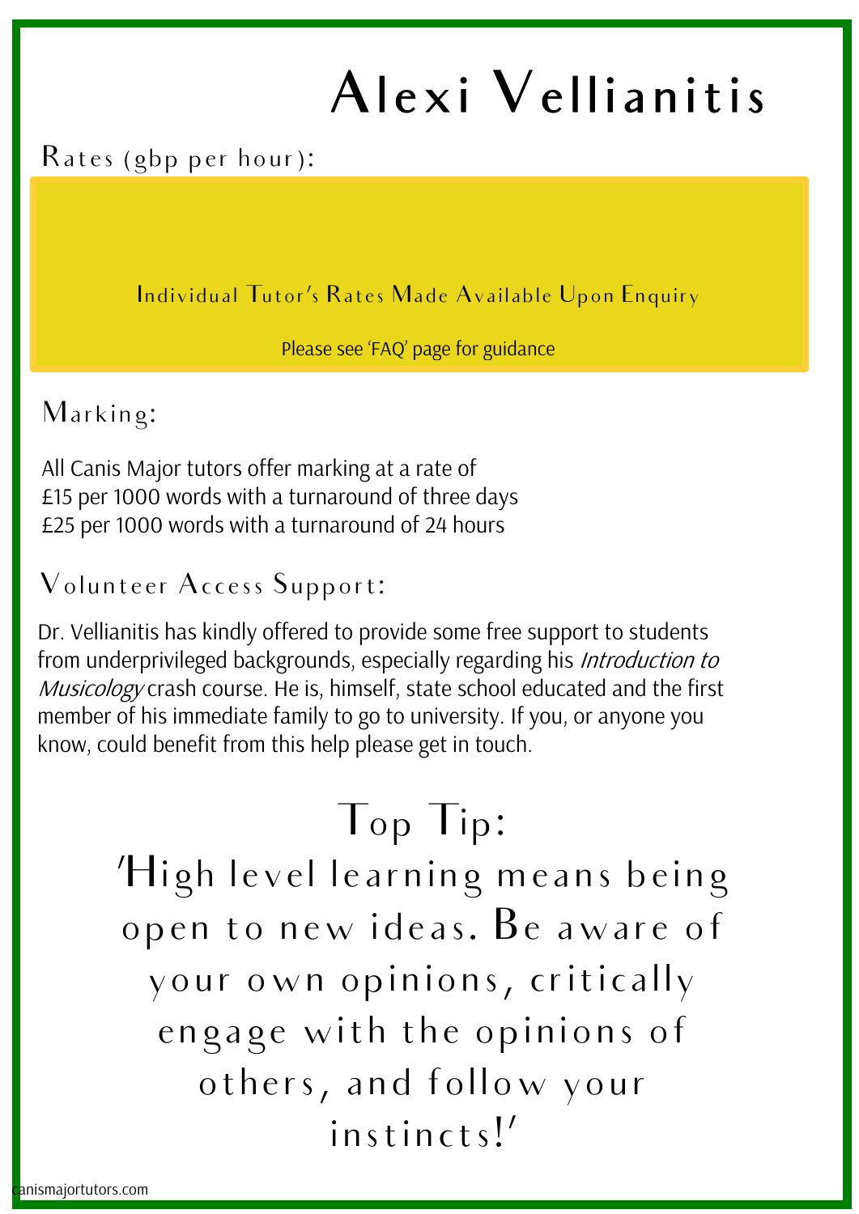# Alexi Vellianitis

## Rates (gbp per hour):

Individual Tutor's Rates Made Available Upon Enquiry

Please see 'FAQ' page for guidance

## Marking:

All Canis Major tutors offer marking at a rate of
£15 per 1000 words with a turnaround of three days
£25 per 1000 words with a turnaround of 24 hours

## Volunteer Access Support:

Dr. Vellianitis has kindly offered to provide some free support to students from underprivileged backgrounds, especially regarding his *Introduction to Musicology* crash course. He is, himself, state school educated and the first member of his immediate family to go to university. If you, or anyone you know, could benefit from this help please get in touch.

## Top Tip:

'High level learning means being open to new ideas. Be aware of your own opinions, critically engage with the opinions of others, and follow your instincts!'

canismajortutors.com